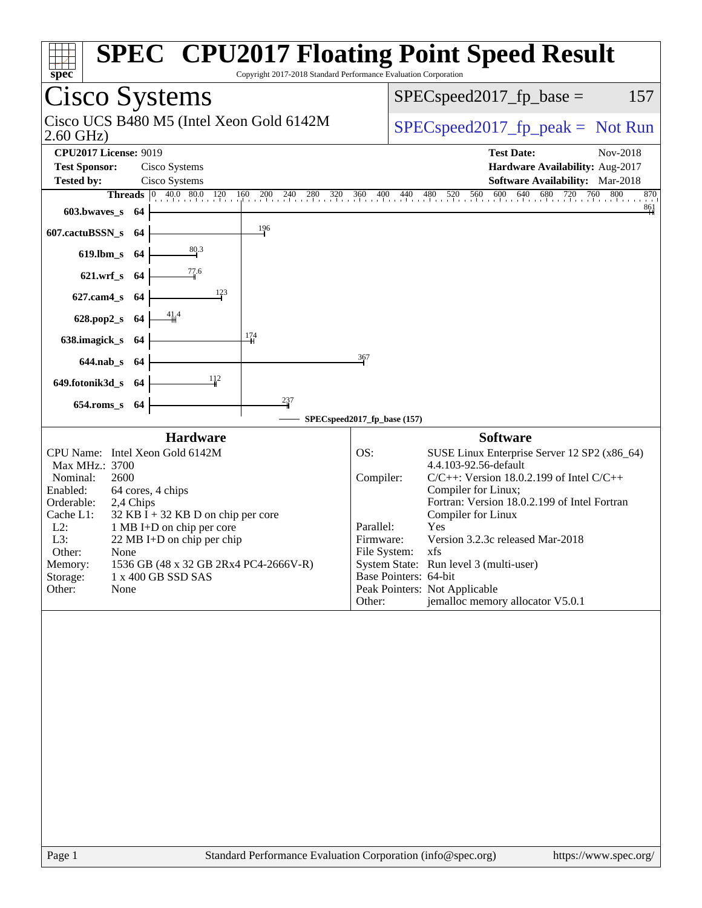# SPEC CPU2017 Floating Point Speed Result

Copyright 2017-2018 Standard Performance Evaluation Corporation

## Cisco Systems

Cisco UCS B480 M5 (Intel Xeon Gold 6142M 2.60 GHz)

SPECspeed2017_fp_base = 157

SPECspeed2017_fp_peak = Not Run

**CPU2017 License:** 9019
**Test Sponsor:** Cisco Systems
**Tested by:** Cisco Systems

**Test Date:** Nov-2018
**Hardware Availability:** Aug-2017
**Software Availability:** Mar-2018

| Benchmark | Threads | Base |
|---|---|---|
| 603.bwaves_s | 64 | 861 |
| 607.cactuBSSN_s | 64 | 196 |
| 619.lbm_s | 64 | 80.3 |
| 621.wrf_s | 64 | 77.6 |
| 627.cam4_s | 64 | 123 |
| 628.pop2_s | 64 | 41.4 |
| 638.imagick_s | 64 | 174 |
| 644.nab_s | 64 | 367 |
| 649.fotonik3d_s | 64 | 112 |
| 654.roms_s | 64 | 237 |

SPECspeed2017_fp_base (157)

### Hardware

| | |
|---|---|
| CPU Name: | Intel Xeon Gold 6142M |
| Max MHz.: | 3700 |
| Nominal: | 2600 |
| Enabled: | 64 cores, 4 chips |
| Orderable: | 2,4 Chips |
| Cache L1: | 32 KB I + 32 KB D on chip per core |
| L2: | 1 MB I+D on chip per core |
| L3: | 22 MB I+D on chip per chip |
| Other: | None |
| Memory: | 1536 GB (48 x 32 GB 2Rx4 PC4-2666V-R) |
| Storage: | 1 x 400 GB SSD SAS |
| Other: | None |

### Software

| | |
|---|---|
| OS: | SUSE Linux Enterprise Server 12 SP2 (x86_64) 4.4.103-92.56-default |
| Compiler: | C/C++: Version 18.0.2.199 of Intel C/C++ Compiler for Linux; Fortran: Version 18.0.2.199 of Intel Fortran Compiler for Linux |
| Parallel: | Yes |
| Firmware: | Version 3.2.3c released Mar-2018 |
| File System: | xfs |
| System State: | Run level 3 (multi-user) |
| Base Pointers: | 64-bit |
| Peak Pointers: | Not Applicable |
| Other: | jemalloc memory allocator V5.0.1 |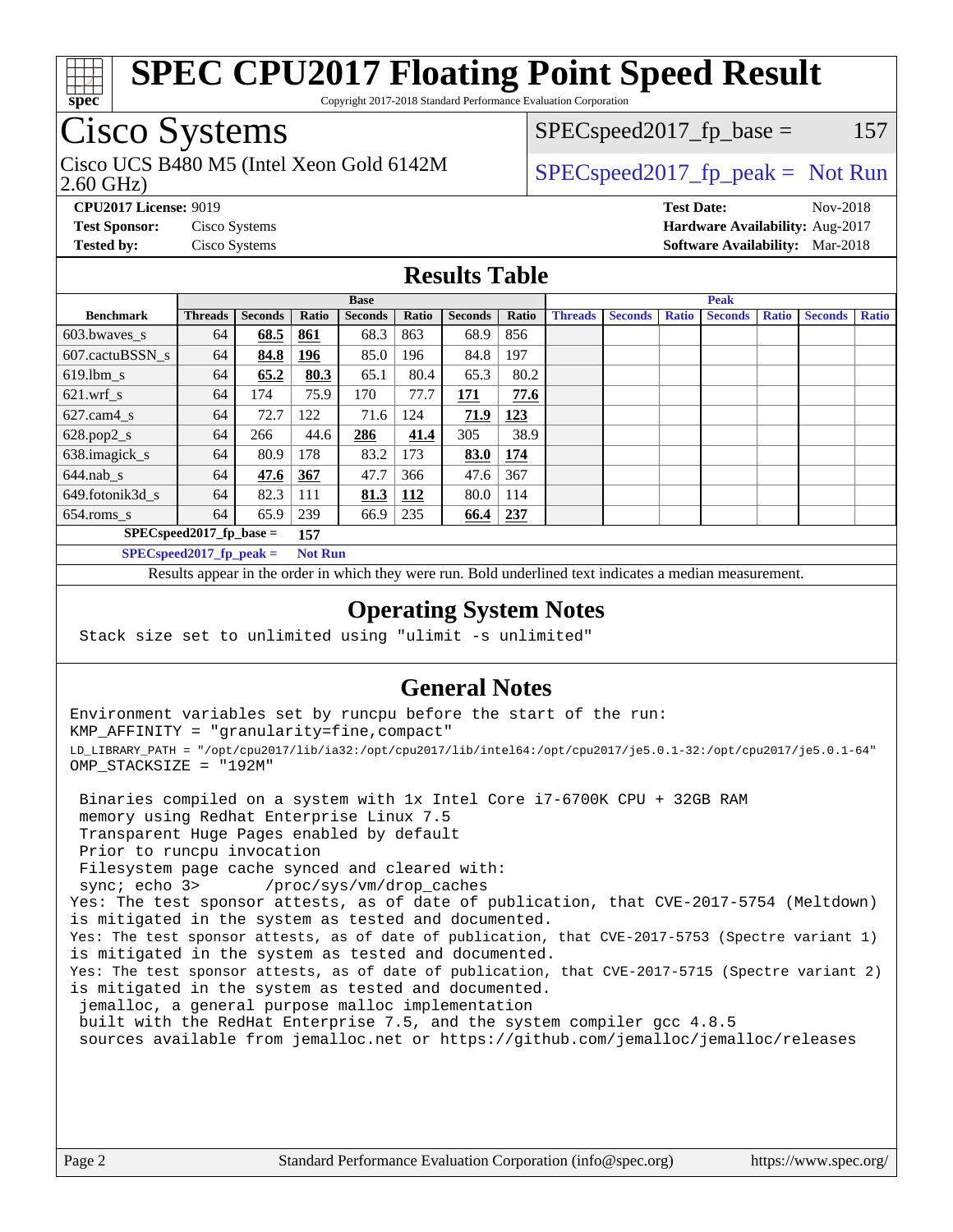# SPEC CPU2017 Floating Point Speed Result

Copyright 2017-2018 Standard Performance Evaluation Corporation

## Cisco Systems

Cisco UCS B480 M5 (Intel Xeon Gold 6142M 2.60 GHz)

SPECspeed2017_fp_base = 157

SPECspeed2017_fp_peak = Not Run

**CPU2017 License:** 9019
**Test Sponsor:** Cisco Systems
**Tested by:** Cisco Systems

**Test Date:** Nov-2018
**Hardware Availability:** Aug-2017
**Software Availability:** Mar-2018

## Results Table

| | Base | | | | | | | Peak | | | | | | |
|---|---|---|---|---|---|---|---|---|---|---|---|---|---|---|
| **Benchmark** | **Threads** | **Seconds** | **Ratio** | **Seconds** | **Ratio** | **Seconds** | **Ratio** | **Threads** | **Seconds** | **Ratio** | **Seconds** | **Ratio** | **Seconds** | **Ratio** |
| 603.bwaves_s | 64 | **68.5** | **861** | 68.3 | 863 | 68.9 | 856 | | | | | | | |
| 607.cactuBSSN_s | 64 | **84.8** | **196** | 85.0 | 196 | 84.8 | 197 | | | | | | | |
| 619.lbm_s | 64 | **65.2** | **80.3** | 65.1 | 80.4 | 65.3 | 80.2 | | | | | | | |
| 621.wrf_s | 64 | 174 | 75.9 | 170 | 77.7 | **171** | **77.6** | | | | | | | |
| 627.cam4_s | 64 | 72.7 | 122 | 71.6 | 124 | **71.9** | **123** | | | | | | | |
| 628.pop2_s | 64 | 266 | 44.6 | **286** | **41.4** | 305 | 38.9 | | | | | | | |
| 638.imagick_s | 64 | 80.9 | 178 | 83.2 | 173 | **83.0** | **174** | | | | | | | |
| 644.nab_s | 64 | **47.6** | **367** | 47.7 | 366 | 47.6 | 367 | | | | | | | |
| 649.fotonik3d_s | 64 | 82.3 | 111 | **81.3** | **112** | 80.0 | 114 | | | | | | | |
| 654.roms_s | 64 | 65.9 | 239 | 66.9 | 235 | **66.4** | **237** | | | | | | | |

**SPECspeed2017_fp_base =** **157**

**SPECspeed2017_fp_peak =** **Not Run**

Results appear in the order in which they were run. Bold underlined text indicates a median measurement.

## Operating System Notes

```
Stack size set to unlimited using "ulimit -s unlimited"
```

## General Notes

```
Environment variables set by runcpu before the start of the run:
KMP_AFFINITY = "granularity=fine,compact"
LD_LIBRARY_PATH = "/opt/cpu2017/lib/ia32:/opt/cpu2017/lib/intel64:/opt/cpu2017/je5.0.1-32:/opt/cpu2017/je5.0.1-64"
OMP_STACKSIZE = "192M"

 Binaries compiled on a system with 1x Intel Core i7-6700K CPU + 32GB RAM
 memory using Redhat Enterprise Linux 7.5
 Transparent Huge Pages enabled by default
 Prior to runcpu invocation
 Filesystem page cache synced and cleared with:
 sync; echo 3>       /proc/sys/vm/drop_caches
Yes: The test sponsor attests, as of date of publication, that CVE-2017-5754 (Meltdown)
is mitigated in the system as tested and documented.
Yes: The test sponsor attests, as of date of publication, that CVE-2017-5753 (Spectre variant 1)
is mitigated in the system as tested and documented.
Yes: The test sponsor attests, as of date of publication, that CVE-2017-5715 (Spectre variant 2)
is mitigated in the system as tested and documented.
 jemalloc, a general purpose malloc implementation
 built with the RedHat Enterprise 7.5, and the system compiler gcc 4.8.5
 sources available from jemalloc.net or https://github.com/jemalloc/jemalloc/releases
```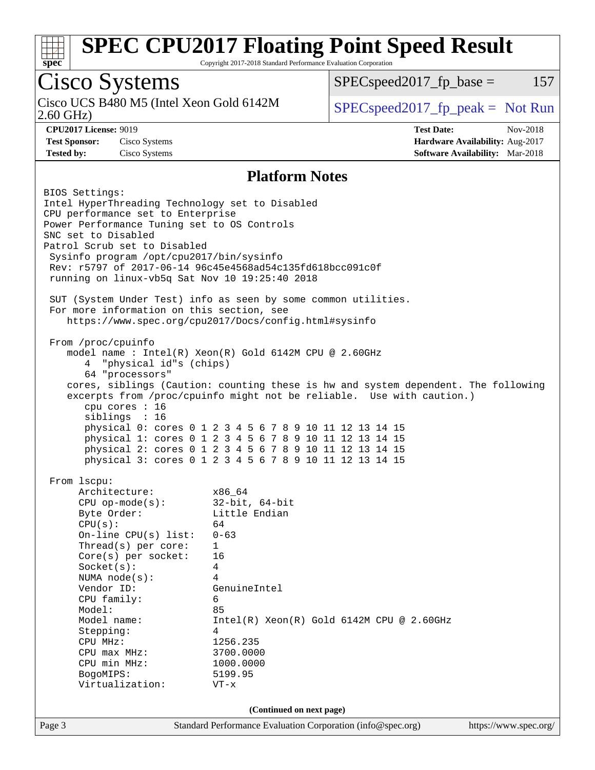# SPEC CPU2017 Floating Point Speed Result

Copyright 2017-2018 Standard Performance Evaluation Corporation

## Cisco Systems

Cisco UCS B480 M5 (Intel Xeon Gold 6142M 2.60 GHz)

SPECspeed2017_fp_base = 157

SPECspeed2017_fp_peak = Not Run

**CPU2017 License:** 9019
**Test Sponsor:** Cisco Systems
**Tested by:** Cisco Systems

**Test Date:** Nov-2018
**Hardware Availability:** Aug-2017
**Software Availability:** Mar-2018

### Platform Notes

```
BIOS Settings:
Intel HyperThreading Technology set to Disabled
CPU performance set to Enterprise
Power Performance Tuning set to OS Controls
SNC set to Disabled
Patrol Scrub set to Disabled
 Sysinfo program /opt/cpu2017/bin/sysinfo
 Rev: r5797 of 2017-06-14 96c45e4568ad54c135fd618bcc091c0f
 running on linux-vb5q Sat Nov 10 19:25:40 2018

 SUT (System Under Test) info as seen by some common utilities.
 For more information on this section, see
    https://www.spec.org/cpu2017/Docs/config.html#sysinfo

 From /proc/cpuinfo
    model name : Intel(R) Xeon(R) Gold 6142M CPU @ 2.60GHz
       4  "physical id"s (chips)
       64 "processors"
    cores, siblings (Caution: counting these is hw and system dependent. The following
    excerpts from /proc/cpuinfo might not be reliable.  Use with caution.)
       cpu cores : 16
       siblings  : 16
       physical 0: cores 0 1 2 3 4 5 6 7 8 9 10 11 12 13 14 15
       physical 1: cores 0 1 2 3 4 5 6 7 8 9 10 11 12 13 14 15
       physical 2: cores 0 1 2 3 4 5 6 7 8 9 10 11 12 13 14 15
       physical 3: cores 0 1 2 3 4 5 6 7 8 9 10 11 12 13 14 15

 From lscpu:
      Architecture:          x86_64
      CPU op-mode(s):        32-bit, 64-bit
      Byte Order:            Little Endian
      CPU(s):                64
      On-line CPU(s) list:   0-63
      Thread(s) per core:    1
      Core(s) per socket:    16
      Socket(s):             4
      NUMA node(s):          4
      Vendor ID:             GenuineIntel
      CPU family:            6
      Model:                 85
      Model name:            Intel(R) Xeon(R) Gold 6142M CPU @ 2.60GHz
      Stepping:              4
      CPU MHz:               1256.235
      CPU max MHz:           3700.0000
      CPU min MHz:           1000.0000
      BogoMIPS:              5199.95
      Virtualization:        VT-x
```

(Continued on next page)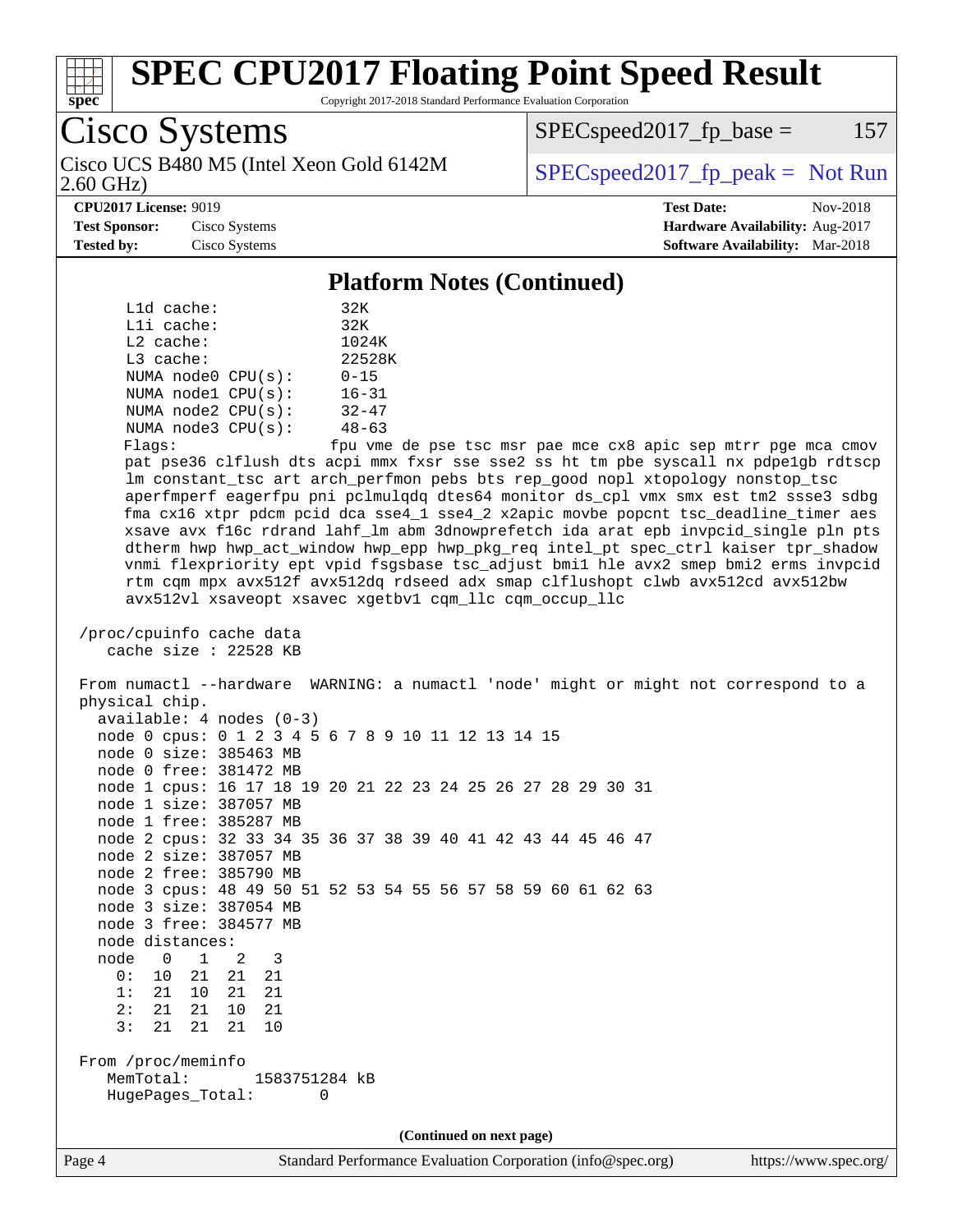# SPEC CPU2017 Floating Point Speed Result

Copyright 2017-2018 Standard Performance Evaluation Corporation

## Cisco Systems

Cisco UCS B480 M5 (Intel Xeon Gold 6142M 2.60 GHz)

SPECspeed2017_fp_base = 157

SPECspeed2017_fp_peak = Not Run

**CPU2017 License:** 9019
**Test Sponsor:** Cisco Systems
**Tested by:** Cisco Systems

**Test Date:** Nov-2018
**Hardware Availability:** Aug-2017
**Software Availability:** Mar-2018

### Platform Notes (Continued)

```
     L1d cache:             32K
     L1i cache:             32K
     L2 cache:              1024K
     L3 cache:              22528K
     NUMA node0 CPU(s):     0-15
     NUMA node1 CPU(s):     16-31
     NUMA node2 CPU(s):     32-47
     NUMA node3 CPU(s):     48-63
     Flags:                 fpu vme de pse tsc msr pae mce cx8 apic sep mtrr pge mca cmov
     pat pse36 clflush dts acpi mmx fxsr sse sse2 ss ht tm pbe syscall nx pdpe1gb rdtscp
     lm constant_tsc art arch_perfmon pebs bts rep_good nopl xtopology nonstop_tsc
     aperfmperf eagerfpu pni pclmulqdq dtes64 monitor ds_cpl vmx smx est tm2 ssse3 sdbg
     fma cx16 xtpr pdcm pcid dca sse4_1 sse4_2 x2apic movbe popcnt tsc_deadline_timer aes
     xsave avx f16c rdrand lahf_lm abm 3dnowprefetch ida arat epb invpcid_single pln pts
     dtherm hwp hwp_act_window hwp_epp hwp_pkg_req intel_pt spec_ctrl kaiser tpr_shadow
     vnmi flexpriority ept vpid fsgsbase tsc_adjust bmi1 hle avx2 smep bmi2 erms invpcid
     rtm cqm mpx avx512f avx512dq rdseed adx smap clflushopt clwb avx512cd avx512bw
     avx512vl xsaveopt xsavec xgetbv1 cqm_llc cqm_occup_llc

 /proc/cpuinfo cache data
    cache size : 22528 KB

 From numactl --hardware  WARNING: a numactl 'node' might or might not correspond to a
 physical chip.
   available: 4 nodes (0-3)
   node 0 cpus: 0 1 2 3 4 5 6 7 8 9 10 11 12 13 14 15
   node 0 size: 385463 MB
   node 0 free: 381472 MB
   node 1 cpus: 16 17 18 19 20 21 22 23 24 25 26 27 28 29 30 31
   node 1 size: 387057 MB
   node 1 free: 385287 MB
   node 2 cpus: 32 33 34 35 36 37 38 39 40 41 42 43 44 45 46 47
   node 2 size: 387057 MB
   node 2 free: 385790 MB
   node 3 cpus: 48 49 50 51 52 53 54 55 56 57 58 59 60 61 62 63
   node 3 size: 387054 MB
   node 3 free: 384577 MB
   node distances:
   node   0   1   2   3
     0:  10  21  21  21
     1:  21  10  21  21
     2:  21  21  10  21
     3:  21  21  21  10

 From /proc/meminfo
    MemTotal:       1583751284 kB
    HugePages_Total:       0
```

(Continued on next page)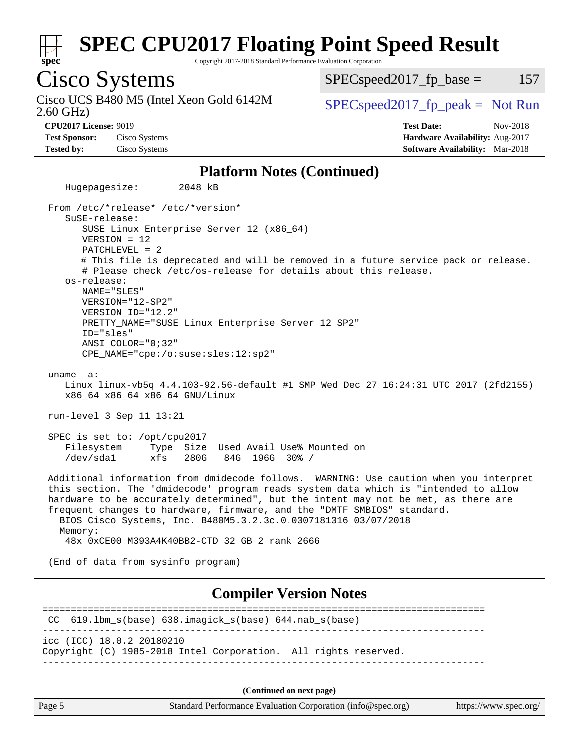## Platform Notes (Continued)

```
   Hugepagesize:       2048 kB

 From /etc/*release* /etc/*version*
   SuSE-release:
      SUSE Linux Enterprise Server 12 (x86_64)
      VERSION = 12
      PATCHLEVEL = 2
      # This file is deprecated and will be removed in a future service pack or release.
      # Please check /etc/os-release for details about this release.
   os-release:
      NAME="SLES"
      VERSION="12-SP2"
      VERSION_ID="12.2"
      PRETTY_NAME="SUSE Linux Enterprise Server 12 SP2"
      ID="sles"
      ANSI_COLOR="0;32"
      CPE_NAME="cpe:/o:suse:sles:12:sp2"

 uname -a:
   Linux linux-vb5q 4.4.103-92.56-default #1 SMP Wed Dec 27 16:24:31 UTC 2017 (2fd2155)
   x86_64 x86_64 x86_64 GNU/Linux

 run-level 3 Sep 11 13:21

 SPEC is set to: /opt/cpu2017
   Filesystem     Type  Size  Used Avail Use% Mounted on
   /dev/sda1      xfs   280G   84G  196G  30% /

 Additional information from dmidecode follows.  WARNING: Use caution when you interpret
 this section. The 'dmidecode' program reads system data which is "intended to allow
 hardware to be accurately determined", but the intent may not be met, as there are
 frequent changes to hardware, firmware, and the "DMTF SMBIOS" standard.
   BIOS Cisco Systems, Inc. B480M5.3.2.3c.0.0307181316 03/07/2018
   Memory:
    48x 0xCE00 M393A4K40BB2-CTD 32 GB 2 rank 2666

 (End of data from sysinfo program)
```

## Compiler Version Notes

```
==============================================================================
 CC  619.lbm_s(base) 638.imagick_s(base) 644.nab_s(base)
------------------------------------------------------------------------------
icc (ICC) 18.0.2 20180210
Copyright (C) 1985-2018 Intel Corporation.  All rights reserved.
------------------------------------------------------------------------------
```

**(Continued on next page)**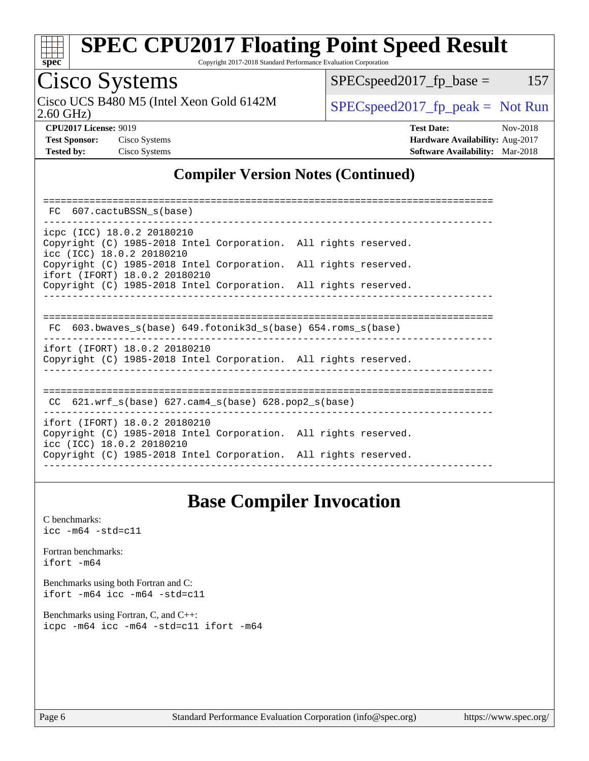## Compiler Version Notes (Continued)

```
==============================================================================
 FC  607.cactuBSSN_s(base)
------------------------------------------------------------------------------
icpc (ICC) 18.0.2 20180210
Copyright (C) 1985-2018 Intel Corporation.  All rights reserved.
icc (ICC) 18.0.2 20180210
Copyright (C) 1985-2018 Intel Corporation.  All rights reserved.
ifort (IFORT) 18.0.2 20180210
Copyright (C) 1985-2018 Intel Corporation.  All rights reserved.
------------------------------------------------------------------------------

==============================================================================
 FC  603.bwaves_s(base) 649.fotonik3d_s(base) 654.roms_s(base)
------------------------------------------------------------------------------
ifort (IFORT) 18.0.2 20180210
Copyright (C) 1985-2018 Intel Corporation.  All rights reserved.
------------------------------------------------------------------------------

==============================================================================
 CC  621.wrf_s(base) 627.cam4_s(base) 628.pop2_s(base)
------------------------------------------------------------------------------
ifort (IFORT) 18.0.2 20180210
Copyright (C) 1985-2018 Intel Corporation.  All rights reserved.
icc (ICC) 18.0.2 20180210
Copyright (C) 1985-2018 Intel Corporation.  All rights reserved.
------------------------------------------------------------------------------
```

## Base Compiler Invocation

C benchmarks:
`icc -m64 -std=c11`

Fortran benchmarks:
`ifort -m64`

Benchmarks using both Fortran and C:
`ifort -m64 icc -m64 -std=c11`

Benchmarks using Fortran, C, and C++:
`icpc -m64 icc -m64 -std=c11 ifort -m64`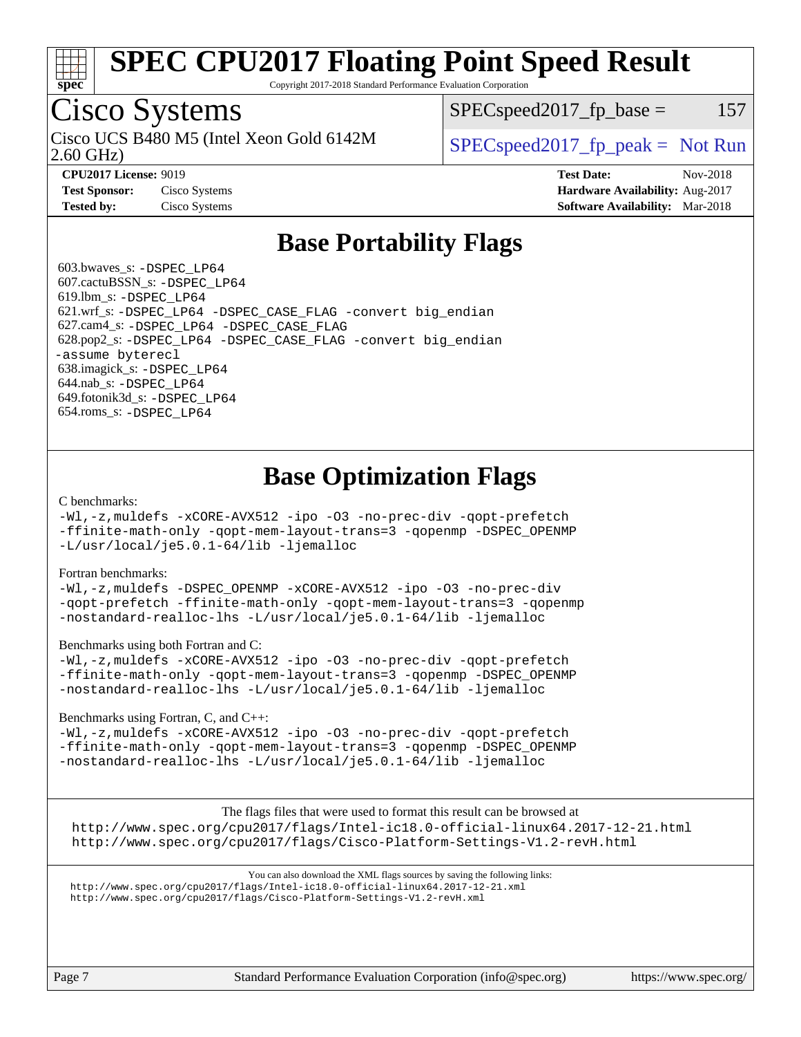# SPEC CPU2017 Floating Point Speed Result

Copyright 2017-2018 Standard Performance Evaluation Corporation

## Cisco Systems

Cisco UCS B480 M5 (Intel Xeon Gold 6142M 2.60 GHz)

SPECspeed2017_fp_base = 157

SPECspeed2017_fp_peak = Not Run

**CPU2017 License:** 9019
**Test Sponsor:** Cisco Systems
**Tested by:** Cisco Systems

**Test Date:** Nov-2018
**Hardware Availability:** Aug-2017
**Software Availability:** Mar-2018

## Base Portability Flags

603.bwaves_s: -DSPEC_LP64
607.cactuBSSN_s: -DSPEC_LP64
619.lbm_s: -DSPEC_LP64
621.wrf_s: -DSPEC_LP64 -DSPEC_CASE_FLAG -convert big_endian
627.cam4_s: -DSPEC_LP64 -DSPEC_CASE_FLAG
628.pop2_s: -DSPEC_LP64 -DSPEC_CASE_FLAG -convert big_endian -assume byterecl
638.imagick_s: -DSPEC_LP64
644.nab_s: -DSPEC_LP64
649.fotonik3d_s: -DSPEC_LP64
654.roms_s: -DSPEC_LP64

## Base Optimization Flags

C benchmarks:

-Wl,-z,muldefs -xCORE-AVX512 -ipo -O3 -no-prec-div -qopt-prefetch -ffinite-math-only -qopt-mem-layout-trans=3 -qopenmp -DSPEC_OPENMP -L/usr/local/je5.0.1-64/lib -ljemalloc

Fortran benchmarks:

-Wl,-z,muldefs -DSPEC_OPENMP -xCORE-AVX512 -ipo -O3 -no-prec-div -qopt-prefetch -ffinite-math-only -qopt-mem-layout-trans=3 -qopenmp -nostandard-realloc-lhs -L/usr/local/je5.0.1-64/lib -ljemalloc

Benchmarks using both Fortran and C:

-Wl,-z,muldefs -xCORE-AVX512 -ipo -O3 -no-prec-div -qopt-prefetch -ffinite-math-only -qopt-mem-layout-trans=3 -qopenmp -DSPEC_OPENMP -nostandard-realloc-lhs -L/usr/local/je5.0.1-64/lib -ljemalloc

Benchmarks using Fortran, C, and C++:

-Wl,-z,muldefs -xCORE-AVX512 -ipo -O3 -no-prec-div -qopt-prefetch -ffinite-math-only -qopt-mem-layout-trans=3 -qopenmp -DSPEC_OPENMP -nostandard-realloc-lhs -L/usr/local/je5.0.1-64/lib -ljemalloc

The flags files that were used to format this result can be browsed at
http://www.spec.org/cpu2017/flags/Intel-ic18.0-official-linux64.2017-12-21.html
http://www.spec.org/cpu2017/flags/Cisco-Platform-Settings-V1.2-revH.html

You can also download the XML flags sources by saving the following links:
http://www.spec.org/cpu2017/flags/Intel-ic18.0-official-linux64.2017-12-21.xml
http://www.spec.org/cpu2017/flags/Cisco-Platform-Settings-V1.2-revH.xml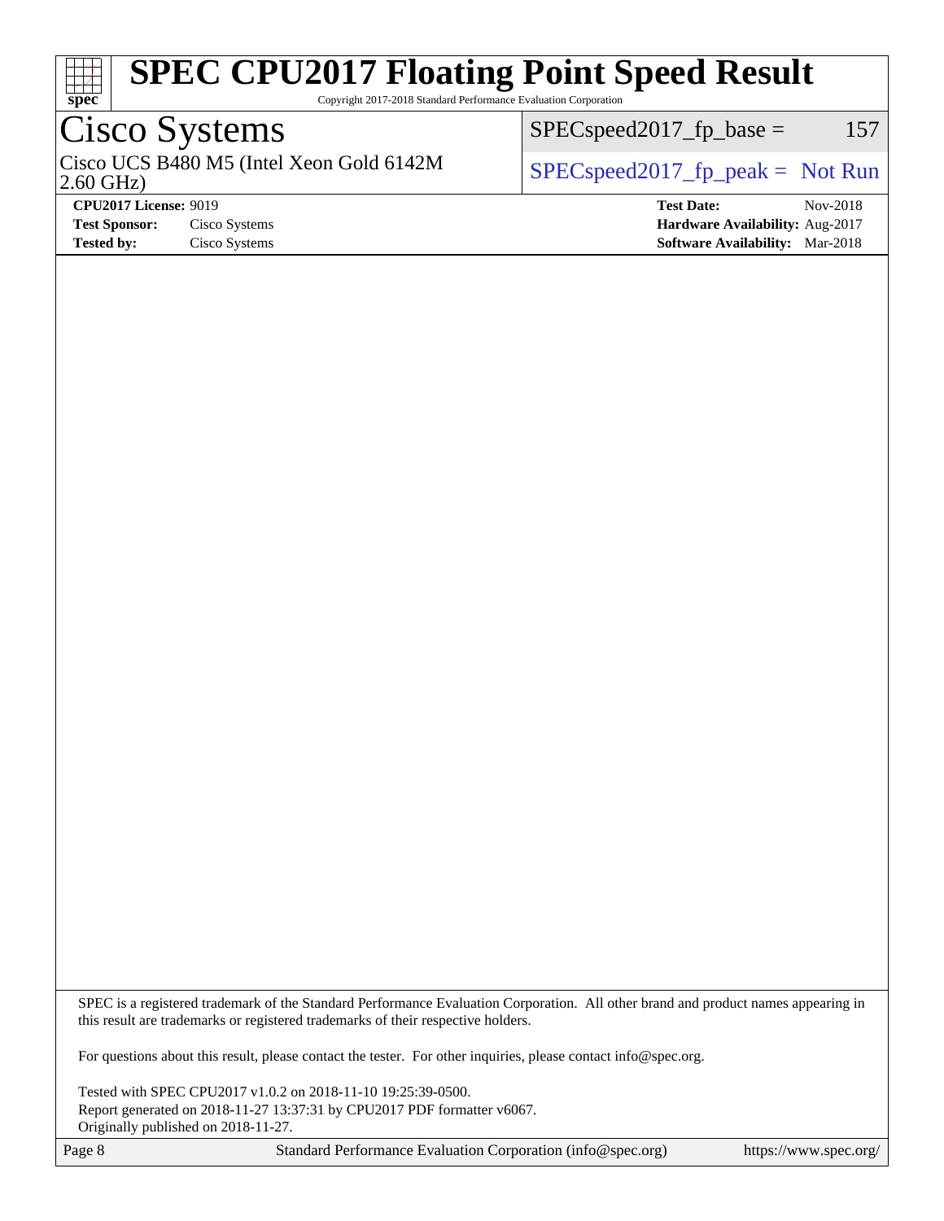SPEC is a registered trademark of the Standard Performance Evaluation Corporation. All other brand and product names appearing in this result are trademarks or registered trademarks of their respective holders.

For questions about this result, please contact the tester. For other inquiries, please contact info@spec.org.

Tested with SPEC CPU2017 v1.0.2 on 2018-11-10 19:25:39-0500.
Report generated on 2018-11-27 13:37:31 by CPU2017 PDF formatter v6067.
Originally published on 2018-11-27.